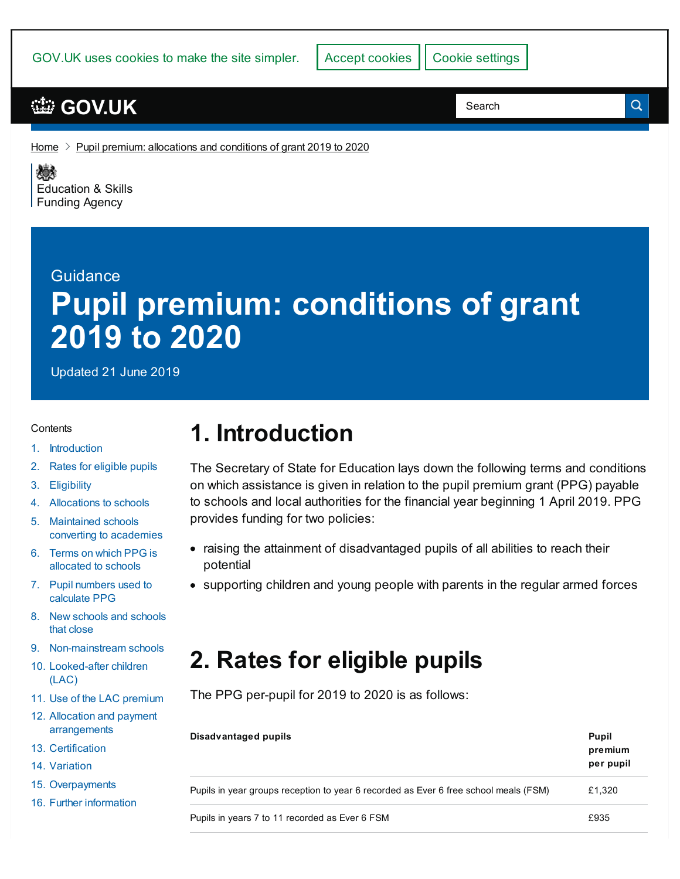Home > Pupil premium: allocations and conditions of grant 2019 to 2020

Education & Skills Funding Agency

Guidance

# Pupil premium: conditions of grant 2019 to 2020

Updated 21 June 2019

Contents

1. Introduction
2. Rates for eligible pupils
3. Eligibility
4. Allocations to schools
5. Maintained schools converting to academies
6. Terms on which PPG is allocated to schools
7. Pupil numbers used to calculate PPG
8. New schools and schools that close
9. Non-mainstream schools
10. Looked-after children (LAC)
11. Use of the LAC premium
12. Allocation and payment arrangements
13. Certification
14. Variation
15. Overpayments
16. Further information

## 1. Introduction

The Secretary of State for Education lays down the following terms and conditions on which assistance is given in relation to the pupil premium grant (PPG) payable to schools and local authorities for the financial year beginning 1 April 2019. PPG provides funding for two policies:

- raising the attainment of disadvantaged pupils of all abilities to reach their potential
- supporting children and young people with parents in the regular armed forces

## 2. Rates for eligible pupils

The PPG per-pupil for 2019 to 2020 is as follows:

| Disadvantaged pupils | Pupil premium per pupil |
| --- | --- |
| Pupils in year groups reception to year 6 recorded as Ever 6 free school meals (FSM) | £1,320 |
| Pupils in years 7 to 11 recorded as Ever 6 FSM | £935 |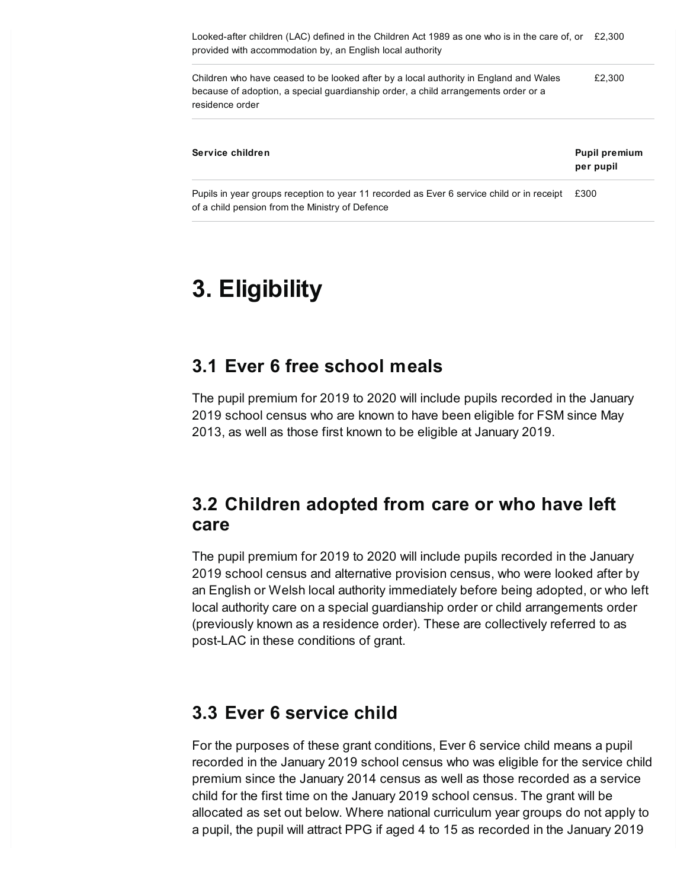| | |
|---|---|
| Looked-after children (LAC) defined in the Children Act 1989 as one who is in the care of, or provided with accommodation by, an English local authority | £2,300 |
| Children who have ceased to be looked after by a local authority in England and Wales because of adoption, a special guardianship order, a child arrangements order or a residence order | £2,300 |

| **Service children** | **Pupil premium per pupil** |
|---|---|
| Pupils in year groups reception to year 11 recorded as Ever 6 service child or in receipt of a child pension from the Ministry of Defence | £300 |

# 3. Eligibility

## 3.1 Ever 6 free school meals

The pupil premium for 2019 to 2020 will include pupils recorded in the January 2019 school census who are known to have been eligible for FSM since May 2013, as well as those first known to be eligible at January 2019.

## 3.2 Children adopted from care or who have left care

The pupil premium for 2019 to 2020 will include pupils recorded in the January 2019 school census and alternative provision census, who were looked after by an English or Welsh local authority immediately before being adopted, or who left local authority care on a special guardianship order or child arrangements order (previously known as a residence order). These are collectively referred to as post-LAC in these conditions of grant.

## 3.3 Ever 6 service child

For the purposes of these grant conditions, Ever 6 service child means a pupil recorded in the January 2019 school census who was eligible for the service child premium since the January 2014 census as well as those recorded as a service child for the first time on the January 2019 school census. The grant will be allocated as set out below. Where national curriculum year groups do not apply to a pupil, the pupil will attract PPG if aged 4 to 15 as recorded in the January 2019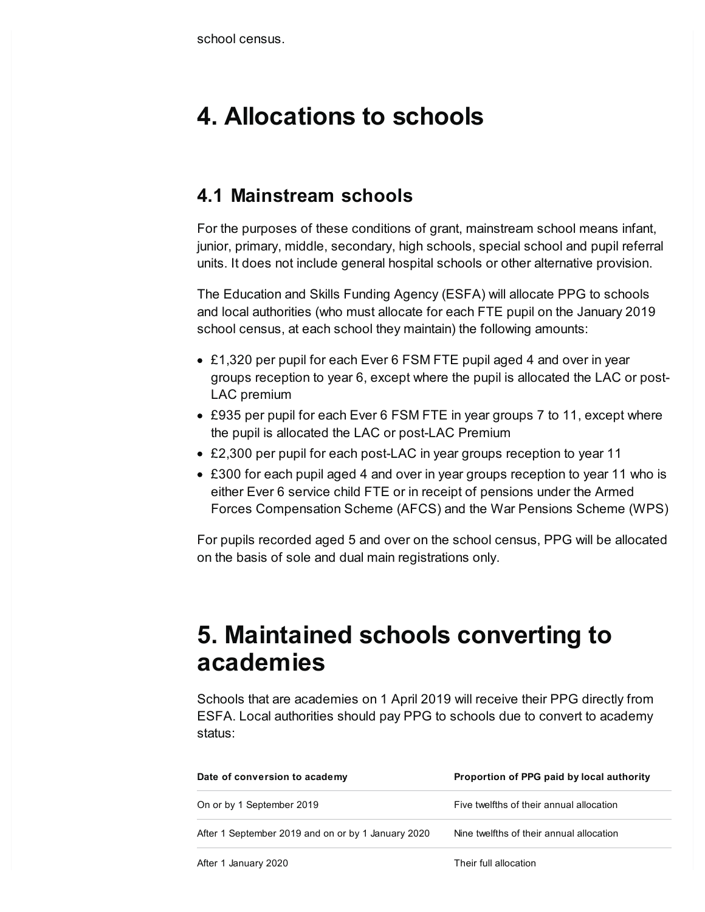school census.

# 4. Allocations to schools

## 4.1 Mainstream schools

For the purposes of these conditions of grant, mainstream school means infant, junior, primary, middle, secondary, high schools, special school and pupil referral units. It does not include general hospital schools or other alternative provision.

The Education and Skills Funding Agency (ESFA) will allocate PPG to schools and local authorities (who must allocate for each FTE pupil on the January 2019 school census, at each school they maintain) the following amounts:

- £1,320 per pupil for each Ever 6 FSM FTE pupil aged 4 and over in year groups reception to year 6, except where the pupil is allocated the LAC or post-LAC premium
- £935 per pupil for each Ever 6 FSM FTE in year groups 7 to 11, except where the pupil is allocated the LAC or post-LAC Premium
- £2,300 per pupil for each post-LAC in year groups reception to year 11
- £300 for each pupil aged 4 and over in year groups reception to year 11 who is either Ever 6 service child FTE or in receipt of pensions under the Armed Forces Compensation Scheme (AFCS) and the War Pensions Scheme (WPS)

For pupils recorded aged 5 and over on the school census, PPG will be allocated on the basis of sole and dual main registrations only.

# 5. Maintained schools converting to academies

Schools that are academies on 1 April 2019 will receive their PPG directly from ESFA. Local authorities should pay PPG to schools due to convert to academy status:

| Date of conversion to academy | Proportion of PPG paid by local authority |
|---|---|
| On or by 1 September 2019 | Five twelfths of their annual allocation |
| After 1 September 2019 and on or by 1 January 2020 | Nine twelfths of their annual allocation |
| After 1 January 2020 | Their full allocation |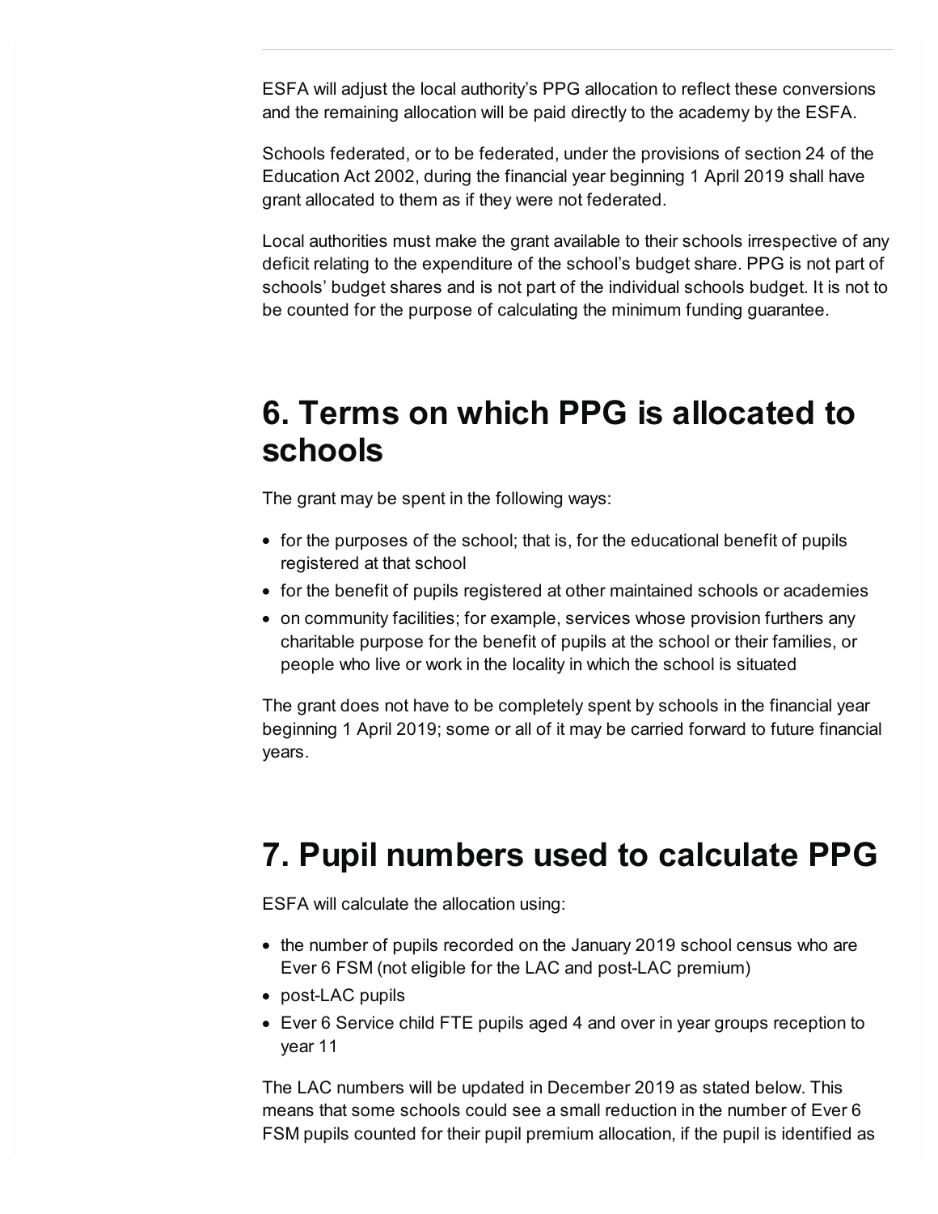ESFA will adjust the local authority's PPG allocation to reflect these conversions and the remaining allocation will be paid directly to the academy by the ESFA.

Schools federated, or to be federated, under the provisions of section 24 of the Education Act 2002, during the financial year beginning 1 April 2019 shall have grant allocated to them as if they were not federated.

Local authorities must make the grant available to their schools irrespective of any deficit relating to the expenditure of the school's budget share. PPG is not part of schools' budget shares and is not part of the individual schools budget. It is not to be counted for the purpose of calculating the minimum funding guarantee.

## 6. Terms on which PPG is allocated to schools

The grant may be spent in the following ways:

- for the purposes of the school; that is, for the educational benefit of pupils registered at that school
- for the benefit of pupils registered at other maintained schools or academies
- on community facilities; for example, services whose provision furthers any charitable purpose for the benefit of pupils at the school or their families, or people who live or work in the locality in which the school is situated

The grant does not have to be completely spent by schools in the financial year beginning 1 April 2019; some or all of it may be carried forward to future financial years.

## 7. Pupil numbers used to calculate PPG

ESFA will calculate the allocation using:

- the number of pupils recorded on the January 2019 school census who are Ever 6 FSM (not eligible for the LAC and post-LAC premium)
- post-LAC pupils
- Ever 6 Service child FTE pupils aged 4 and over in year groups reception to year 11

The LAC numbers will be updated in December 2019 as stated below. This means that some schools could see a small reduction in the number of Ever 6 FSM pupils counted for their pupil premium allocation, if the pupil is identified as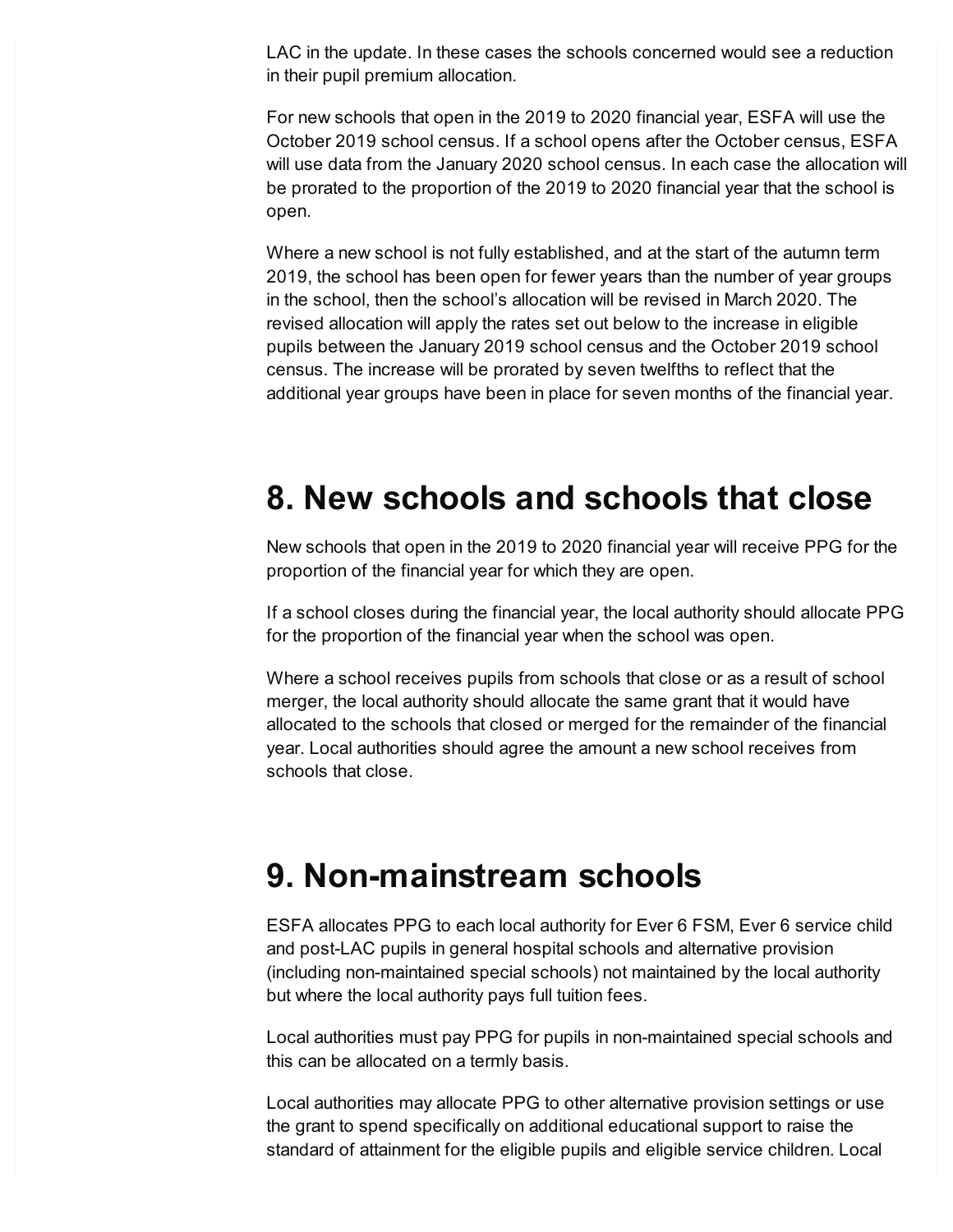LAC in the update. In these cases the schools concerned would see a reduction in their pupil premium allocation.

For new schools that open in the 2019 to 2020 financial year, ESFA will use the October 2019 school census. If a school opens after the October census, ESFA will use data from the January 2020 school census. In each case the allocation will be prorated to the proportion of the 2019 to 2020 financial year that the school is open.

Where a new school is not fully established, and at the start of the autumn term 2019, the school has been open for fewer years than the number of year groups in the school, then the school's allocation will be revised in March 2020. The revised allocation will apply the rates set out below to the increase in eligible pupils between the January 2019 school census and the October 2019 school census. The increase will be prorated by seven twelfths to reflect that the additional year groups have been in place for seven months of the financial year.

## 8. New schools and schools that close

New schools that open in the 2019 to 2020 financial year will receive PPG for the proportion of the financial year for which they are open.

If a school closes during the financial year, the local authority should allocate PPG for the proportion of the financial year when the school was open.

Where a school receives pupils from schools that close or as a result of school merger, the local authority should allocate the same grant that it would have allocated to the schools that closed or merged for the remainder of the financial year. Local authorities should agree the amount a new school receives from schools that close.

## 9. Non-mainstream schools

ESFA allocates PPG to each local authority for Ever 6 FSM, Ever 6 service child and post-LAC pupils in general hospital schools and alternative provision (including non-maintained special schools) not maintained by the local authority but where the local authority pays full tuition fees.

Local authorities must pay PPG for pupils in non-maintained special schools and this can be allocated on a termly basis.

Local authorities may allocate PPG to other alternative provision settings or use the grant to spend specifically on additional educational support to raise the standard of attainment for the eligible pupils and eligible service children. Local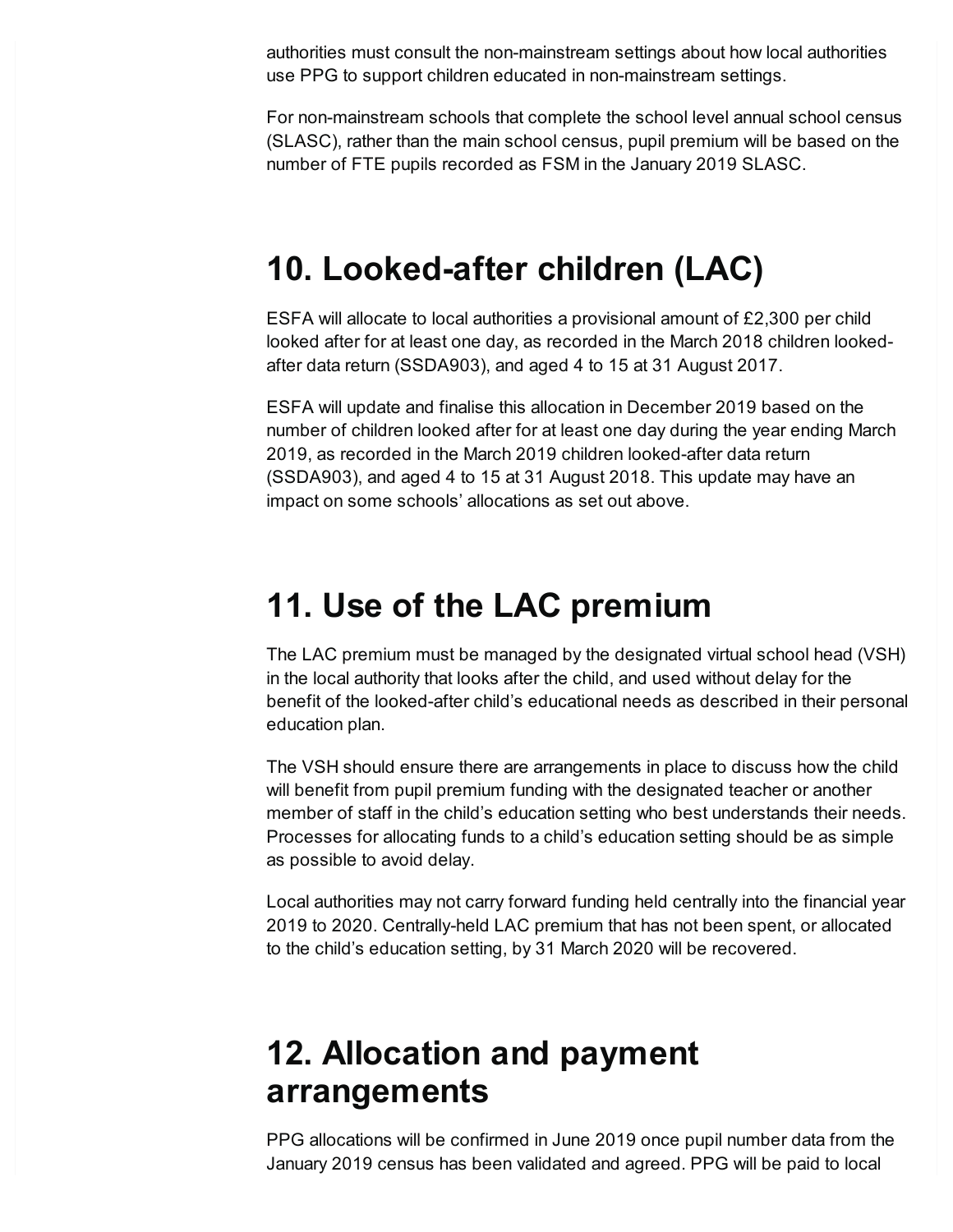authorities must consult the non-mainstream settings about how local authorities use PPG to support children educated in non-mainstream settings.

For non-mainstream schools that complete the school level annual school census (SLASC), rather than the main school census, pupil premium will be based on the number of FTE pupils recorded as FSM in the January 2019 SLASC.

## 10. Looked-after children (LAC)

ESFA will allocate to local authorities a provisional amount of £2,300 per child looked after for at least one day, as recorded in the March 2018 children looked-after data return (SSDA903), and aged 4 to 15 at 31 August 2017.

ESFA will update and finalise this allocation in December 2019 based on the number of children looked after for at least one day during the year ending March 2019, as recorded in the March 2019 children looked-after data return (SSDA903), and aged 4 to 15 at 31 August 2018. This update may have an impact on some schools' allocations as set out above.

## 11. Use of the LAC premium

The LAC premium must be managed by the designated virtual school head (VSH) in the local authority that looks after the child, and used without delay for the benefit of the looked-after child's educational needs as described in their personal education plan.

The VSH should ensure there are arrangements in place to discuss how the child will benefit from pupil premium funding with the designated teacher or another member of staff in the child's education setting who best understands their needs. Processes for allocating funds to a child's education setting should be as simple as possible to avoid delay.

Local authorities may not carry forward funding held centrally into the financial year 2019 to 2020. Centrally-held LAC premium that has not been spent, or allocated to the child's education setting, by 31 March 2020 will be recovered.

## 12. Allocation and payment arrangements

PPG allocations will be confirmed in June 2019 once pupil number data from the January 2019 census has been validated and agreed. PPG will be paid to local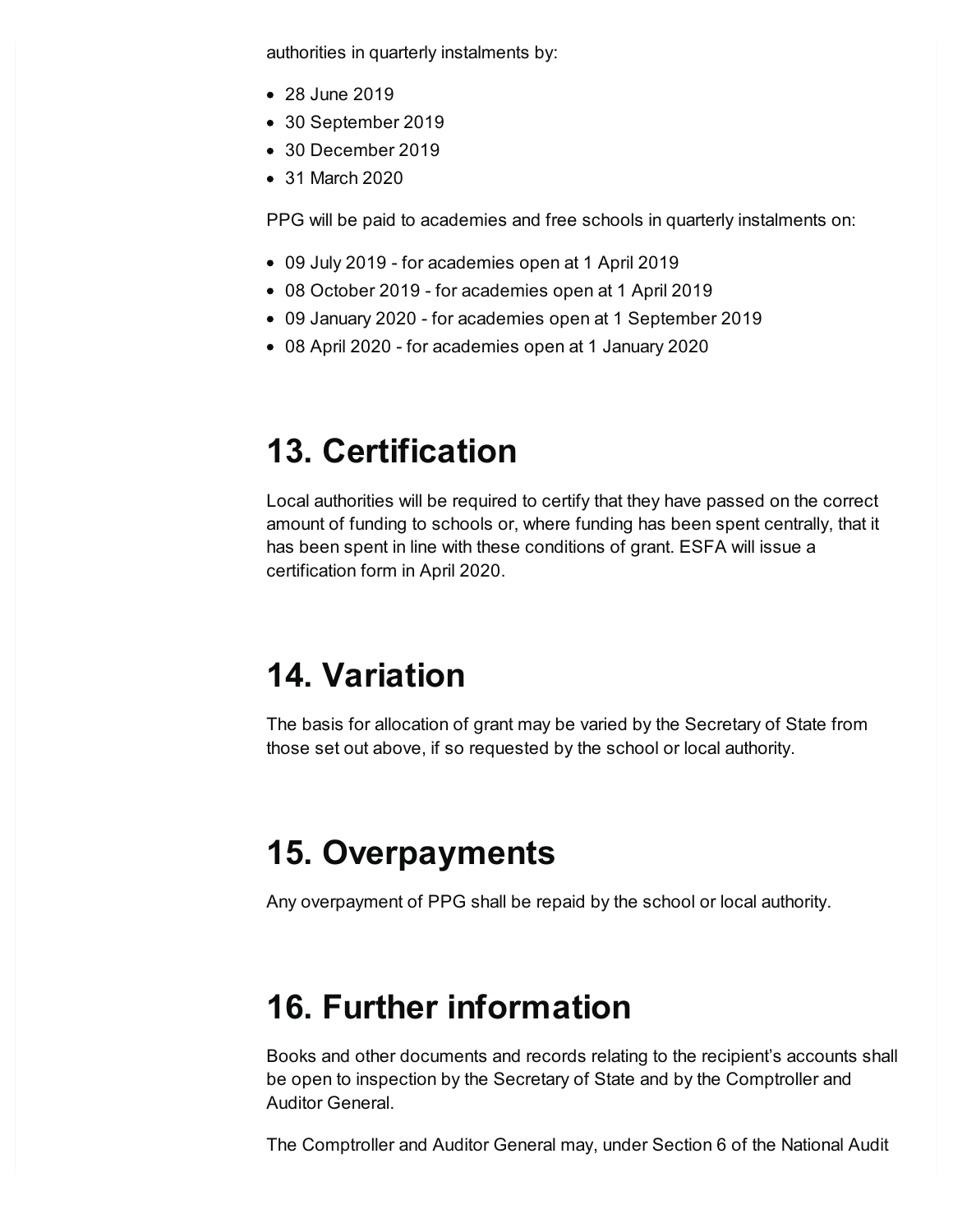authorities in quarterly instalments by:

- 28 June 2019
- 30 September 2019
- 30 December 2019
- 31 March 2020

PPG will be paid to academies and free schools in quarterly instalments on:

- 09 July 2019 - for academies open at 1 April 2019
- 08 October 2019 - for academies open at 1 April 2019
- 09 January 2020 - for academies open at 1 September 2019
- 08 April 2020 - for academies open at 1 January 2020

# 13. Certification

Local authorities will be required to certify that they have passed on the correct amount of funding to schools or, where funding has been spent centrally, that it has been spent in line with these conditions of grant. ESFA will issue a certification form in April 2020.

# 14. Variation

The basis for allocation of grant may be varied by the Secretary of State from those set out above, if so requested by the school or local authority.

# 15. Overpayments

Any overpayment of PPG shall be repaid by the school or local authority.

# 16. Further information

Books and other documents and records relating to the recipient's accounts shall be open to inspection by the Secretary of State and by the Comptroller and Auditor General.

The Comptroller and Auditor General may, under Section 6 of the National Audit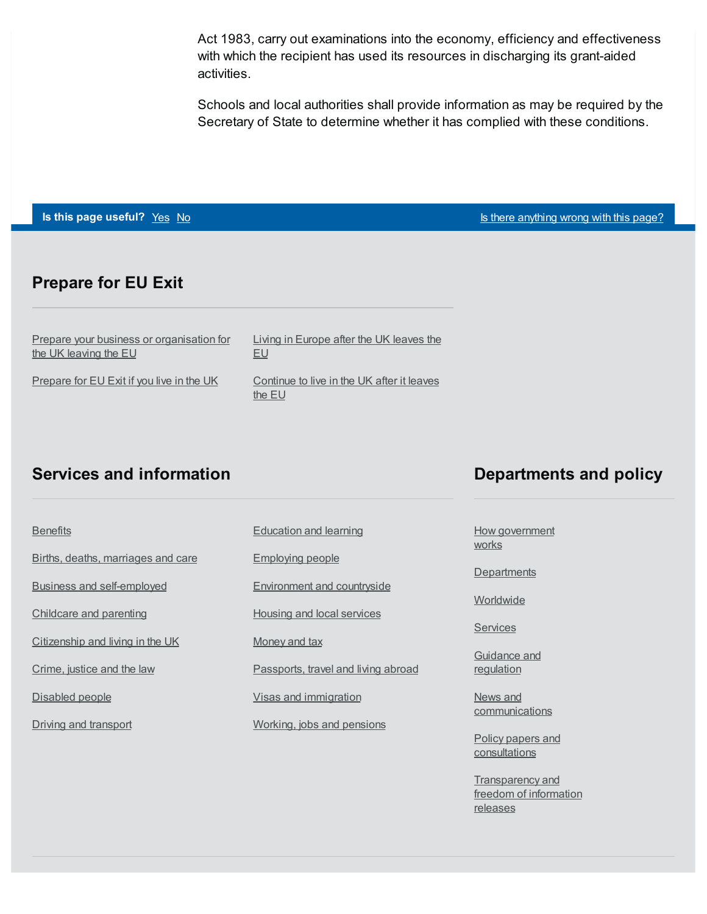Act 1983, carry out examinations into the economy, efficiency and effectiveness with which the recipient has used its resources in discharging its grant-aided activities.

Schools and local authorities shall provide information as may be required by the Secretary of State to determine whether it has complied with these conditions.

**Is this page useful?** Yes No

Is there anything wrong with this page?

## Prepare for EU Exit

- Prepare your business or organisation for the UK leaving the EU
- Prepare for EU Exit if you live in the UK
- Living in Europe after the UK leaves the EU
- Continue to live in the UK after it leaves the EU

## Services and information

- Benefits
- Births, deaths, marriages and care
- Business and self-employed
- Childcare and parenting
- Citizenship and living in the UK
- Crime, justice and the law
- Disabled people
- Driving and transport
- Education and learning
- Employing people
- Environment and countryside
- Housing and local services
- Money and tax
- Passports, travel and living abroad
- Visas and immigration
- Working, jobs and pensions

## Departments and policy

- How government works
- Departments
- Worldwide
- Services
- Guidance and regulation
- News and communications
- Policy papers and consultations
- Transparency and freedom of information releases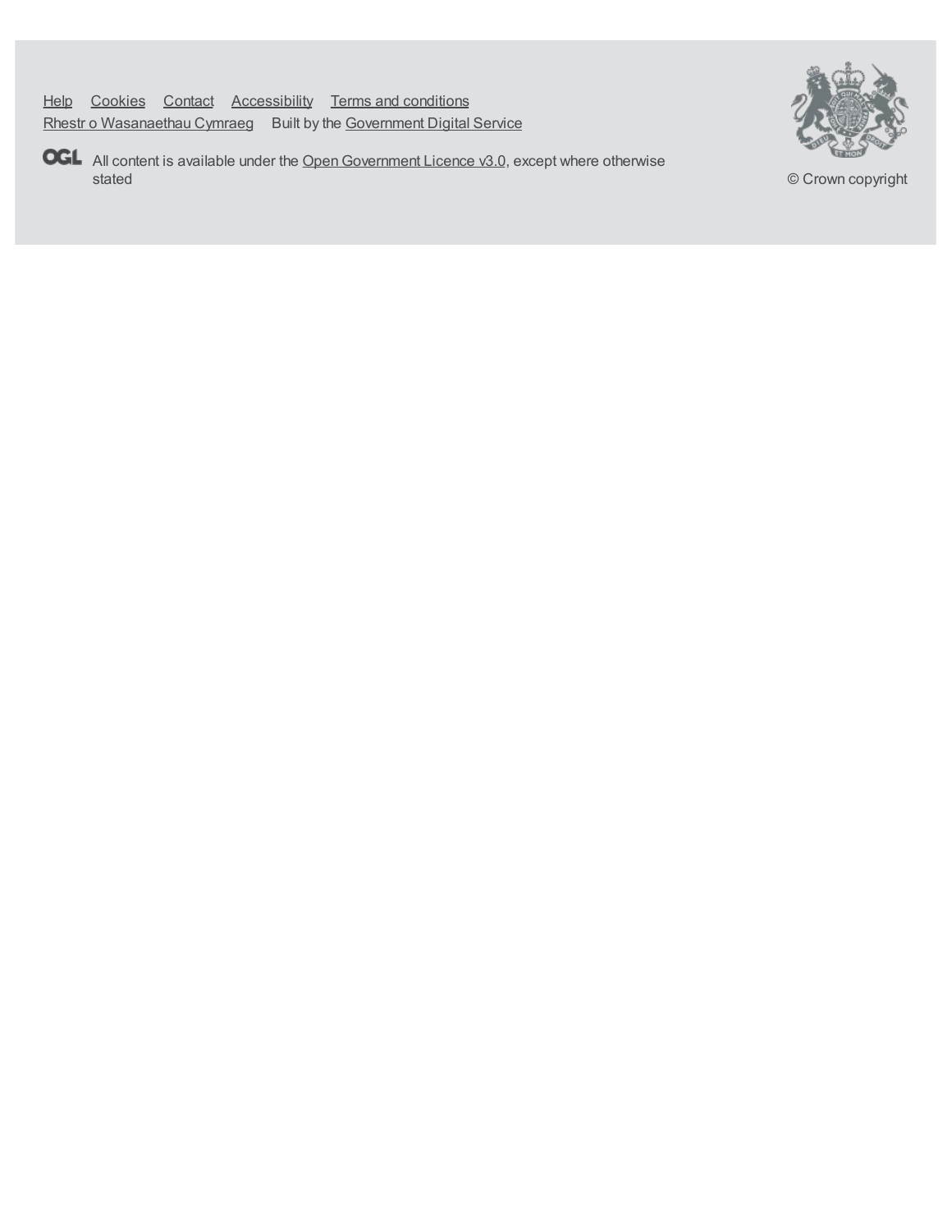Help Cookies Contact Accessibility Terms and conditions

Rhestr o Wasanaethau Cymraeg Built by the Government Digital Service

OGL All content is available under the Open Government Licence v3.0, except where otherwise stated

© Crown copyright